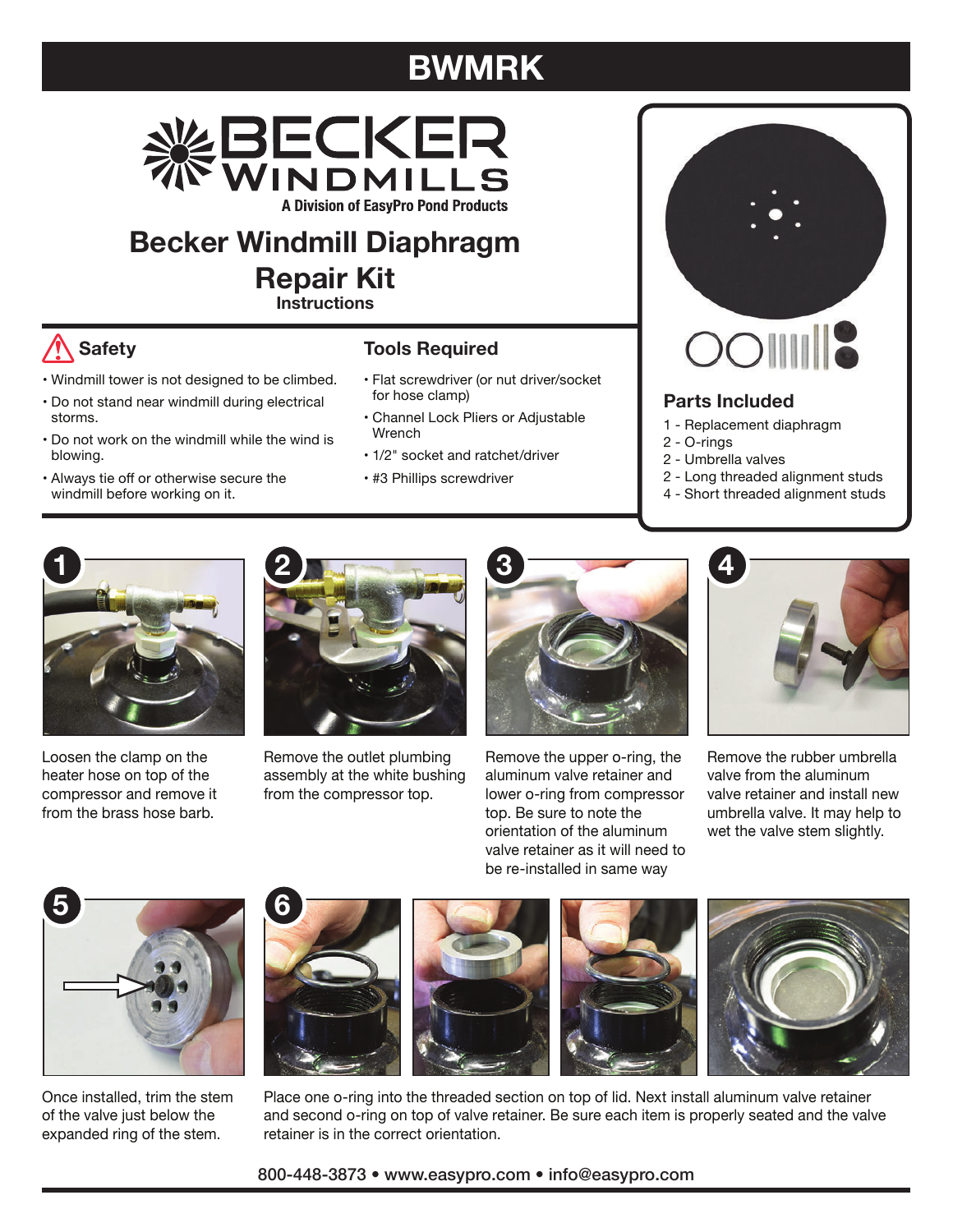# BWMRK

BECKER WINDMILLS

A Division of EasyPro Pond Products

## Becker Windmill Diaphragm Repair Kit

**Instructions**

### Safety

- Windmill tower is not designed to be climbed.
- Do not stand near windmill during electrical storms.
- Do not work on the windmill while the wind is blowing.
- Always tie off or otherwise secure the windmill before working on it.

### Tools Required

- Flat screwdriver (or nut driver/socket for hose clamp)
- Channel Lock Pliers or Adjustable Wrench
- 1/2" socket and ratchet/driver
- #3 Phillips screwdriver

### Parts Included

1 - Replacement diaphragm
2 - O-rings
2 - Umbrella valves
2 - Long threaded alignment studs
4 - Short threaded alignment studs

**1** Loosen the clamp on the heater hose on top of the compressor and remove it from the brass hose barb.

**2** Remove the outlet plumbing assembly at the white bushing from the compressor top.

**3** Remove the upper o-ring, the aluminum valve retainer and lower o-ring from compressor top. Be sure to note the orientation of the aluminum valve retainer as it will need to be re-installed in same way

**4** Remove the rubber umbrella valve from the aluminum valve retainer and install new umbrella valve. It may help to wet the valve stem slightly.

**5** Once installed, trim the stem of the valve just below the expanded ring of the stem.

**6** Place one o-ring into the threaded section on top of lid. Next install aluminum valve retainer and second o-ring on top of valve retainer. Be sure each item is properly seated and the valve retainer is in the correct orientation.

800-448-3873 • www.easypro.com • info@easypro.com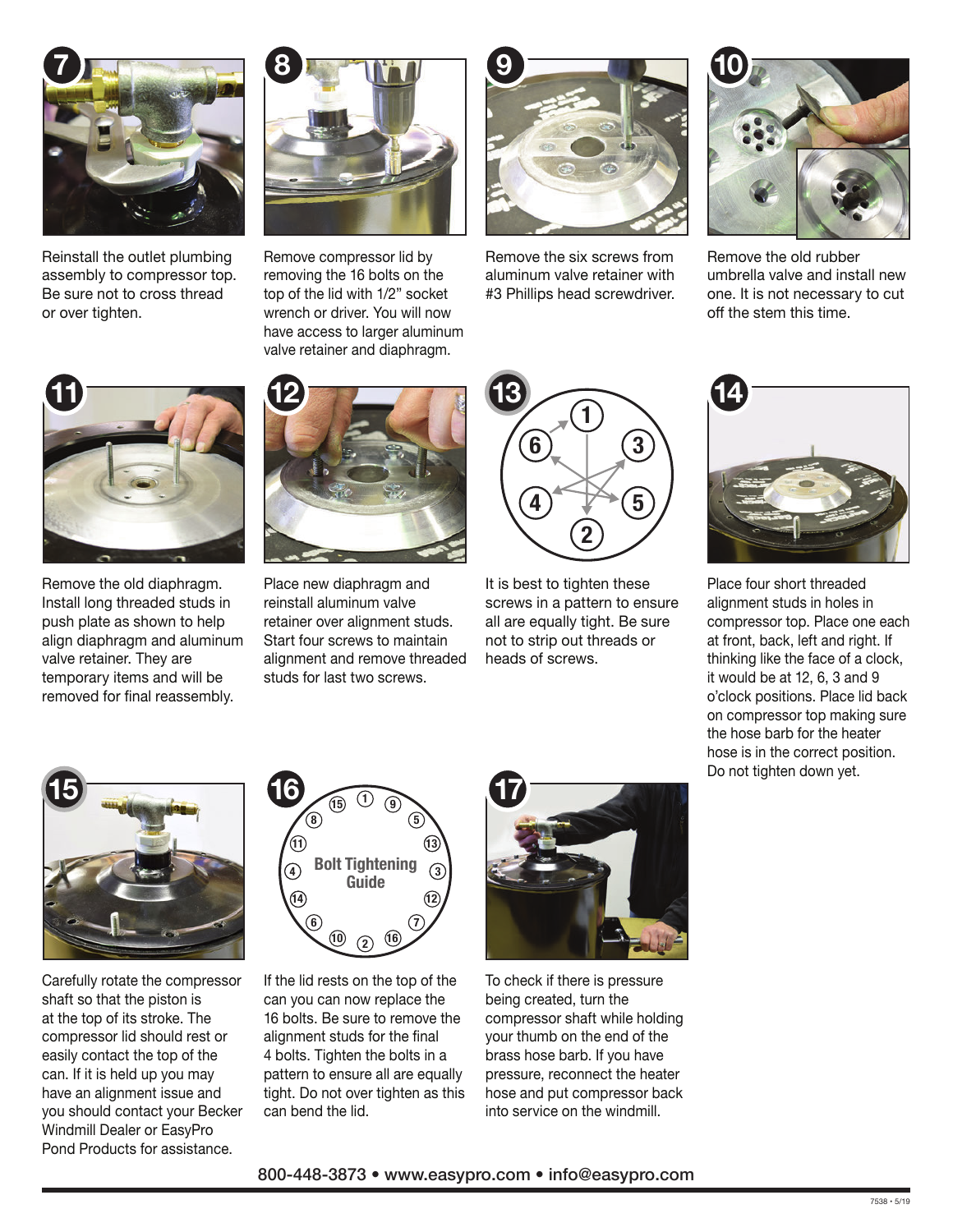**7**

Reinstall the outlet plumbing assembly to compressor top. Be sure not to cross thread or over tighten.

**8**

Remove compressor lid by removing the 16 bolts on the top of the lid with 1/2" socket wrench or driver. You will now have access to larger aluminum valve retainer and diaphragm.

**9**

Remove the six screws from aluminum valve retainer with #3 Phillips head screwdriver.

**10**

Remove the old rubber umbrella valve and install new one. It is not necessary to cut off the stem this time.

**11**

Remove the old diaphragm. Install long threaded studs in push plate as shown to help align diaphragm and aluminum valve retainer. They are temporary items and will be removed for final reassembly.

**12**

Place new diaphragm and reinstall aluminum valve retainer over alignment studs. Start four screws to maintain alignment and remove threaded studs for last two screws.

**13**

1
6 3
4 5
2

It is best to tighten these screws in a pattern to ensure all are equally tight. Be sure not to strip out threads or heads of screws.

**14**

Place four short threaded alignment studs in holes in compressor top. Place one each at front, back, left and right. If thinking like the face of a clock, it would be at 12, 6, 3 and 9 o'clock positions. Place lid back on compressor top making sure the hose barb for the heater hose is in the correct position. Do not tighten down yet.

**15**

Carefully rotate the compressor shaft so that the piston is at the top of its stroke. The compressor lid should rest or easily contact the top of the can. If it is held up you may have an alignment issue and you should contact your Becker Windmill Dealer or EasyPro Pond Products for assistance.

**16**

Bolt Tightening Guide

15 1 9
8 5
11 13
4 3
14 12
6 7
10 2 16

If the lid rests on the top of the can you can now replace the 16 bolts. Be sure to remove the alignment studs for the final 4 bolts. Tighten the bolts in a pattern to ensure all are equally tight. Do not over tighten as this can bend the lid.

**17**

To check if there is pressure being created, turn the compressor shaft while holding your thumb on the end of the brass hose barb. If you have pressure, reconnect the heater hose and put compressor back into service on the windmill.

800-448-3873 • www.easypro.com • info@easypro.com

7538 • 5/19